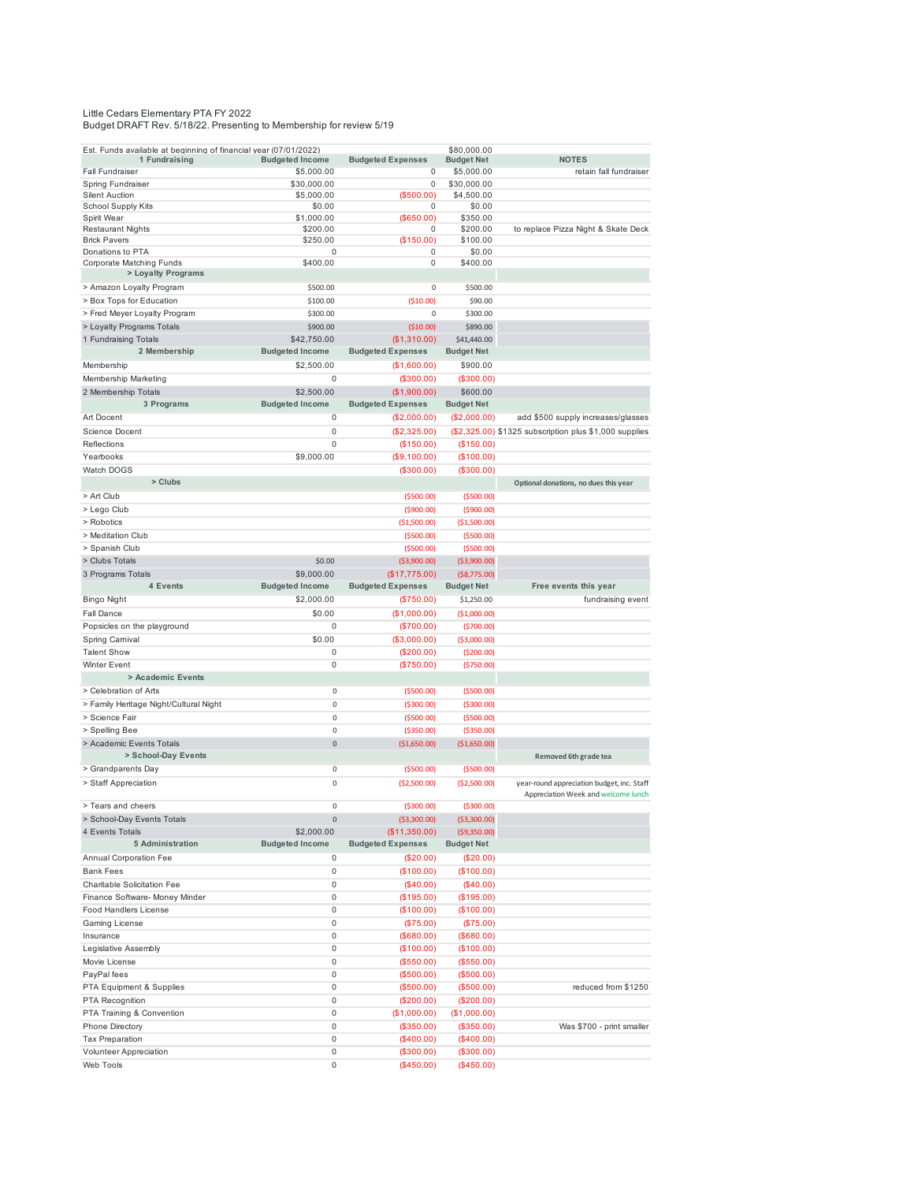Little Cedars Elementary PTA FY 2022
Budget DRAFT Rev. 5/18/22. Presenting to Membership for review 5/19

| Est. Funds available at beginning of financial year (07/01/2022) | | | $80,000.00 | |
|---|---|---|---|---|
| **1 Fundraising** | **Budgeted Income** | **Budgeted Expenses** | **Budget Net** | **NOTES** |
| Fall Fundraiser | $5,000.00 | 0 | $5,000.00 | retain fall fundraiser |
| Spring Fundraiser | $30,000.00 | 0 | $30,000.00 | |
| Silent Auction | $5,000.00 | ($500.00) | $4,500.00 | |
| School Supply Kits | $0.00 | 0 | $0.00 | |
| Spirit Wear | $1,000.00 | ($650.00) | $350.00 | |
| Restaurant Nights | $200.00 | 0 | $200.00 | to replace Pizza Night & Skate Deck |
| Brick Pavers | $250.00 | ($150.00) | $100.00 | |
| Donations to PTA | 0 | 0 | $0.00 | |
| Corporate Matching Funds | $400.00 | 0 | $400.00 | |
| **> Loyalty Programs** | | | | |
| > Amazon Loyalty Program | $500.00 | 0 | $500.00 | |
| > Box Tops for Education | $100.00 | ($10.00) | $90.00 | |
| > Fred Meyer Loyalty Program | $300.00 | 0 | $300.00 | |
| > Loyalty Programs Totals | $900.00 | ($10.00) | $890.00 | |
| 1 Fundraising Totals | $42,750.00 | ($1,310.00) | $41,440.00 | |
| **2 Membership** | **Budgeted Income** | **Budgeted Expenses** | **Budget Net** | |
| Membership | $2,500.00 | ($1,600.00) | $900.00 | |
| Membership Marketing | 0 | ($300.00) | ($300.00) | |
| 2 Membership Totals | $2,500.00 | ($1,900.00) | $600.00 | |
| **3 Programs** | **Budgeted Income** | **Budgeted Expenses** | **Budget Net** | |
| Art Docent | 0 | ($2,000.00) | ($2,000.00) | add $500 supply increases/glasses |
| Science Docent | 0 | ($2,325.00) | ($2,325.00) | $1325 subscription plus $1,000 supplies |
| Reflections | 0 | ($150.00) | ($150.00) | |
| Yearbooks | $9,000.00 | ($9,100.00) | ($100.00) | |
| Watch DOGS | | ($300.00) | ($300.00) | |
| **> Clubs** | | | | Optional donations, no dues this year |
| > Art Club | | ($500.00) | ($500.00) | |
| > Lego Club | | ($900.00) | ($900.00) | |
| > Robotics | | ($1,500.00) | ($1,500.00) | |
| > Meditation Club | | ($500.00) | ($500.00) | |
| > Spanish Club | | ($500.00) | ($500.00) | |
| > Clubs Totals | $0.00 | ($3,900.00) | ($3,900.00) | |
| 3 Programs Totals | $9,000.00 | ($17,775.00) | ($8,775.00) | |
| **4 Events** | **Budgeted Income** | **Budgeted Expenses** | **Budget Net** | **Free events this year** |
| Bingo Night | $2,000.00 | ($750.00) | $1,250.00 | fundraising event |
| Fall Dance | $0.00 | ($1,000.00) | ($1,000.00) | |
| Popsicles on the playground | 0 | ($700.00) | ($700.00) | |
| Spring Carnival | $0.00 | ($3,000.00) | ($3,000.00) | |
| Talent Show | 0 | ($200.00) | ($200.00) | |
| Winter Event | 0 | ($750.00) | ($750.00) | |
| **> Academic Events** | | | | |
| > Celebration of Arts | 0 | ($500.00) | ($500.00) | |
| > Family Heritage Night/Cultural Night | 0 | ($300.00) | ($300.00) | |
| > Science Fair | 0 | ($500.00) | ($500.00) | |
| > Spelling Bee | 0 | ($350.00) | ($350.00) | |
| > Academic Events Totals | 0 | ($1,650.00) | ($1,650.00) | |
| **> School-Day Events** | | | | Removed 6th grade tea |
| > Grandparents Day | 0 | ($500.00) | ($500.00) | |
| > Staff Appreciation | 0 | ($2,500.00) | ($2,500.00) | year-round appreciation budget, inc. Staff Appreciation Week and welcome lunch |
| > Tears and cheers | 0 | ($300.00) | ($300.00) | |
| > School-Day Events Totals | 0 | ($3,300.00) | ($3,300.00) | |
| 4 Events Totals | $2,000.00 | ($11,350.00) | ($9,350.00) | |
| **5 Administration** | **Budgeted Income** | **Budgeted Expenses** | **Budget Net** | |
| Annual Corporation Fee | 0 | ($20.00) | ($20.00) | |
| Bank Fees | 0 | ($100.00) | ($100.00) | |
| Charitable Solicitation Fee | 0 | ($40.00) | ($40.00) | |
| Finance Software- Money Minder | 0 | ($195.00) | ($195.00) | |
| Food Handlers License | 0 | ($100.00) | ($100.00) | |
| Gaming License | 0 | ($75.00) | ($75.00) | |
| Insurance | 0 | ($680.00) | ($680.00) | |
| Legislative Assembly | 0 | ($100.00) | ($100.00) | |
| Movie License | 0 | ($550.00) | ($550.00) | |
| PayPal fees | 0 | ($500.00) | ($500.00) | |
| PTA Equipment & Supplies | 0 | ($500.00) | ($500.00) | reduced from $1250 |
| PTA Recognition | 0 | ($200.00) | ($200.00) | |
| PTA Training & Convention | 0 | ($1,000.00) | ($1,000.00) | |
| Phone Directory | 0 | ($350.00) | ($350.00) | Was $700 - print smaller |
| Tax Preparation | 0 | ($400.00) | ($400.00) | |
| Volunteer Appreciation | 0 | ($300.00) | ($300.00) | |
| Web Tools | 0 | ($450.00) | ($450.00) | |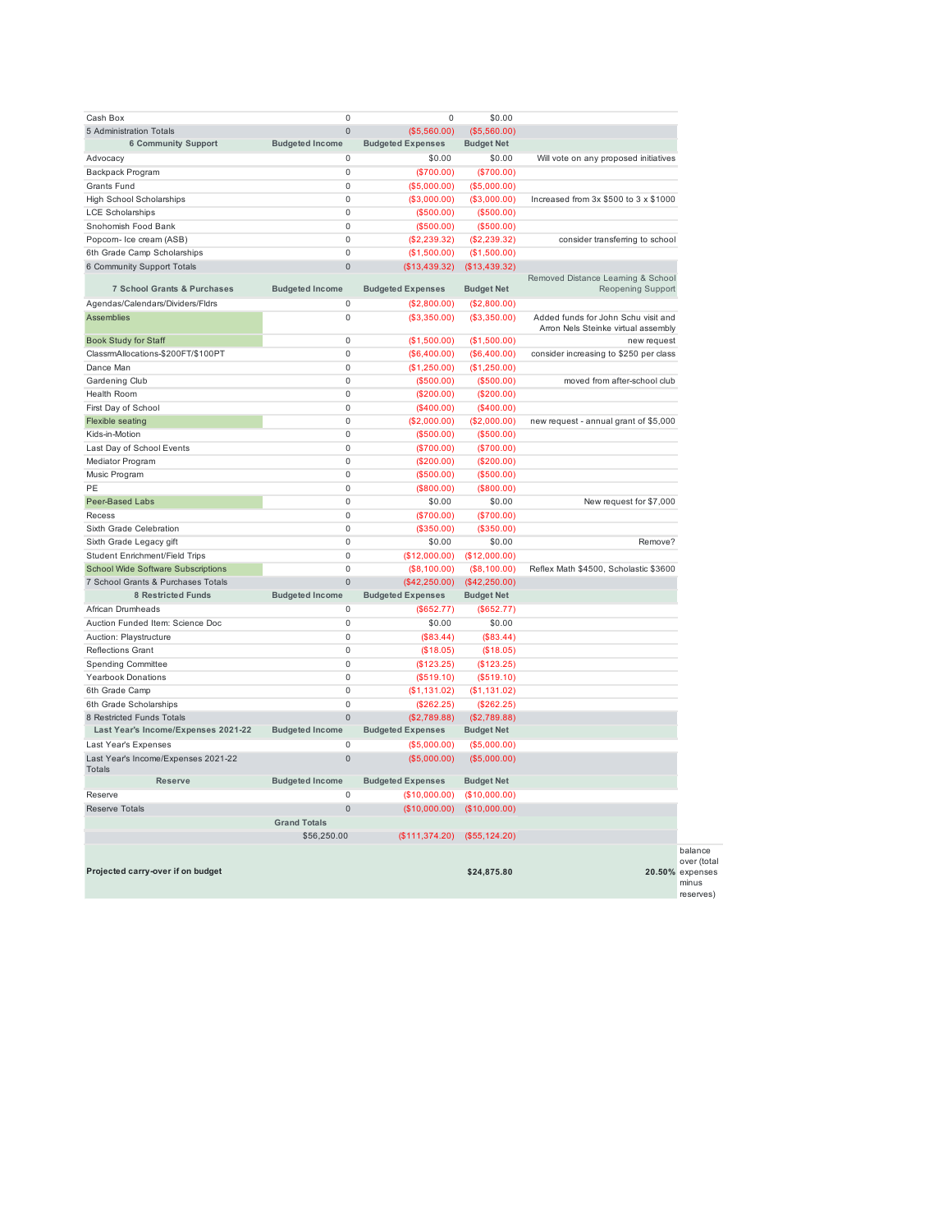| | | | | |
|---|---|---|---|---|
| Cash Box | 0 | 0 | $0.00 | |
| 5 Administration Totals | 0 | ($5,560.00) | ($5,560.00) | |
| **6 Community Support** | **Budgeted Income** | **Budgeted Expenses** | **Budget Net** | |
| Advocacy | 0 | $0.00 | $0.00 | Will vote on any proposed initiatives |
| Backpack Program | 0 | ($700.00) | ($700.00) | |
| Grants Fund | 0 | ($5,000.00) | ($5,000.00) | |
| High School Scholarships | 0 | ($3,000.00) | ($3,000.00) | Increased from 3x $500 to 3 x $1000 |
| LCE Scholarships | 0 | ($500.00) | ($500.00) | |
| Snohomish Food Bank | 0 | ($500.00) | ($500.00) | |
| Popcorn- Ice cream (ASB) | 0 | ($2,239.32) | ($2,239.32) | consider transferring to school |
| 6th Grade Camp Scholarships | 0 | ($1,500.00) | ($1,500.00) | |
| 6 Community Support Totals | 0 | ($13,439.32) | ($13,439.32) | |
| **7 School Grants & Purchases** | **Budgeted Income** | **Budgeted Expenses** | **Budget Net** | Removed Distance Learning & School Reopening Support |
| Agendas/Calendars/Dividers/Fldrs | 0 | ($2,800.00) | ($2,800.00) | |
| Assemblies | 0 | ($3,350.00) | ($3,350.00) | Added funds for John Schu visit and Arron Nels Steinke virtual assembly |
| Book Study for Staff | 0 | ($1,500.00) | ($1,500.00) | new request |
| ClassrmAllocations-$200FT/$100PT | 0 | ($6,400.00) | ($6,400.00) | consider increasing to $250 per class |
| Dance Man | 0 | ($1,250.00) | ($1,250.00) | |
| Gardening Club | 0 | ($500.00) | ($500.00) | moved from after-school club |
| Health Room | 0 | ($200.00) | ($200.00) | |
| First Day of School | 0 | ($400.00) | ($400.00) | |
| Flexible seating | 0 | ($2,000.00) | ($2,000.00) | new request - annual grant of $5,000 |
| Kids-in-Motion | 0 | ($500.00) | ($500.00) | |
| Last Day of School Events | 0 | ($700.00) | ($700.00) | |
| Mediator Program | 0 | ($200.00) | ($200.00) | |
| Music Program | 0 | ($500.00) | ($500.00) | |
| PE | 0 | ($800.00) | ($800.00) | |
| Peer-Based Labs | 0 | $0.00 | $0.00 | New request for $7,000 |
| Recess | 0 | ($700.00) | ($700.00) | |
| Sixth Grade Celebration | 0 | ($350.00) | ($350.00) | |
| Sixth Grade Legacy gift | 0 | $0.00 | $0.00 | Remove? |
| Student Enrichment/Field Trips | 0 | ($12,000.00) | ($12,000.00) | |
| School Wide Software Subscriptions | 0 | ($8,100.00) | ($8,100.00) | Reflex Math $4500, Scholastic $3600 |
| 7 School Grants & Purchases Totals | 0 | ($42,250.00) | ($42,250.00) | |
| **8 Restricted Funds** | **Budgeted Income** | **Budgeted Expenses** | **Budget Net** | |
| African Drumheads | 0 | ($652.77) | ($652.77) | |
| Auction Funded Item: Science Doc | 0 | $0.00 | $0.00 | |
| Auction: Playstructure | 0 | ($83.44) | ($83.44) | |
| Reflections Grant | 0 | ($18.05) | ($18.05) | |
| Spending Committee | 0 | ($123.25) | ($123.25) | |
| Yearbook Donations | 0 | ($519.10) | ($519.10) | |
| 6th Grade Camp | 0 | ($1,131.02) | ($1,131.02) | |
| 6th Grade Scholarships | 0 | ($262.25) | ($262.25) | |
| 8 Restricted Funds Totals | 0 | ($2,789.88) | ($2,789.88) | |
| **Last Year's Income/Expenses 2021-22** | **Budgeted Income** | **Budgeted Expenses** | **Budget Net** | |
| Last Year's Expenses | 0 | ($5,000.00) | ($5,000.00) | |
| Last Year's Income/Expenses 2021-22 Totals | 0 | ($5,000.00) | ($5,000.00) | |
| **Reserve** | **Budgeted Income** | **Budgeted Expenses** | **Budget Net** | |
| Reserve | 0 | ($10,000.00) | ($10,000.00) | |
| Reserve Totals | 0 | ($10,000.00) | ($10,000.00) | |
| | **Grand Totals** | | | |
| | $56,250.00 | ($111,374.20) | ($55,124.20) | |
| **Projected carry-over if on budget** | | | **$24,875.80** | **20.50%** balance over (total expenses minus reserves) |